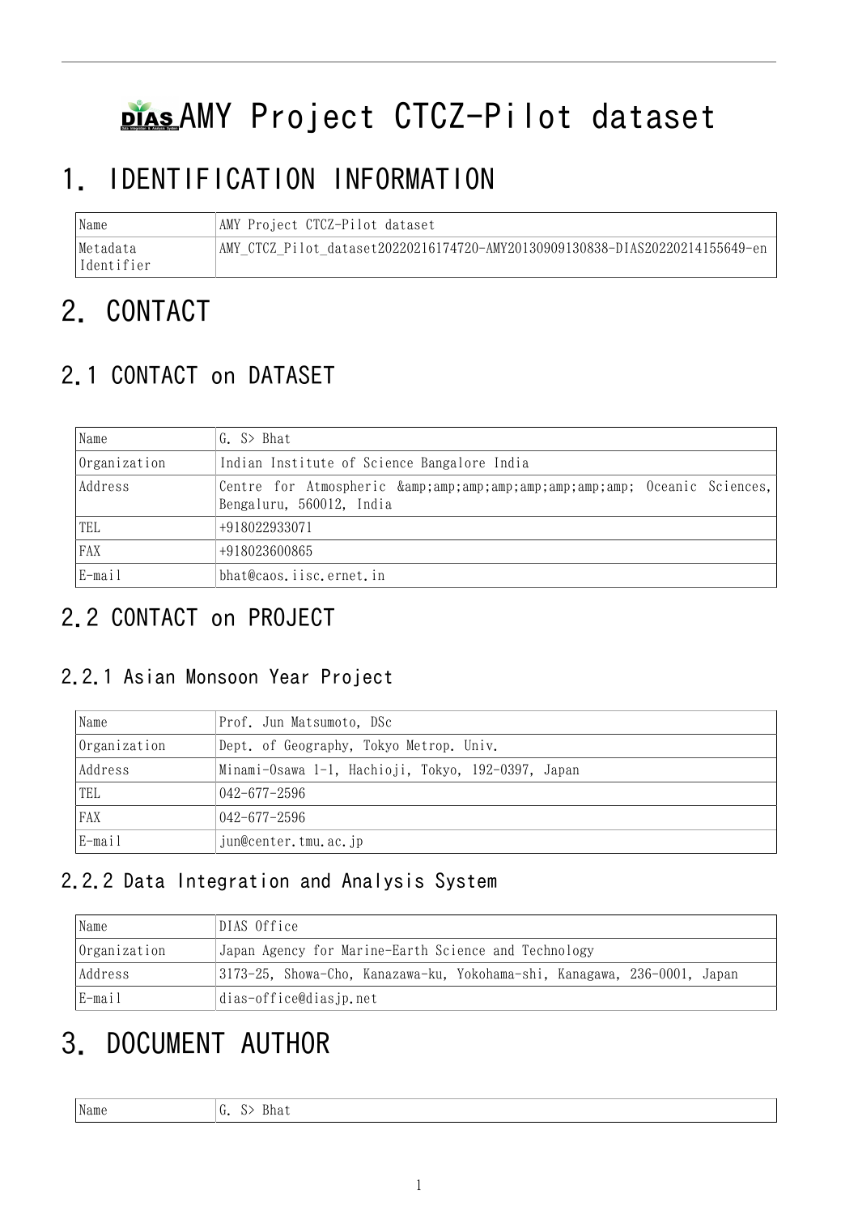# DIAS AMY Project CTCZ-Pilot dataset

# 1. IDENTIFICATION INFORMATION

| Name | AMY Project CTCZ-Pilot dataset |
|---|---|
| Metadata Identifier | AMY_CTCZ_Pilot_dataset20220216174720-AMY20130909130838-DIAS20220214155649-en |

# 2. CONTACT

## 2.1 CONTACT on DATASET

| Name | G. S> Bhat |
|---|---|
| Organization | Indian Institute of Science Bangalore India |
| Address | Centre for Atmospheric &amp;amp;amp;amp;amp;amp;amp;amp; Oceanic Sciences, Bengaluru, 560012, India |
| TEL | +918022933071 |
| FAX | +918023600865 |
| E-mail | bhat@caos.iisc.ernet.in |

## 2.2 CONTACT on PROJECT

### 2.2.1 Asian Monsoon Year Project

| Name | Prof. Jun Matsumoto, DSc |
|---|---|
| Organization | Dept. of Geography, Tokyo Metrop. Univ. |
| Address | Minami-Osawa 1-1, Hachioji, Tokyo, 192-0397, Japan |
| TEL | 042-677-2596 |
| FAX | 042-677-2596 |
| E-mail | jun@center.tmu.ac.jp |

### 2.2.2 Data Integration and Analysis System

| Name | DIAS Office |
|---|---|
| Organization | Japan Agency for Marine-Earth Science and Technology |
| Address | 3173-25, Showa-Cho, Kanazawa-ku, Yokohama-shi, Kanagawa, 236-0001, Japan |
| E-mail | dias-office@diasjp.net |

# 3. DOCUMENT AUTHOR

| Name | G. S> Bhat |
|---|---|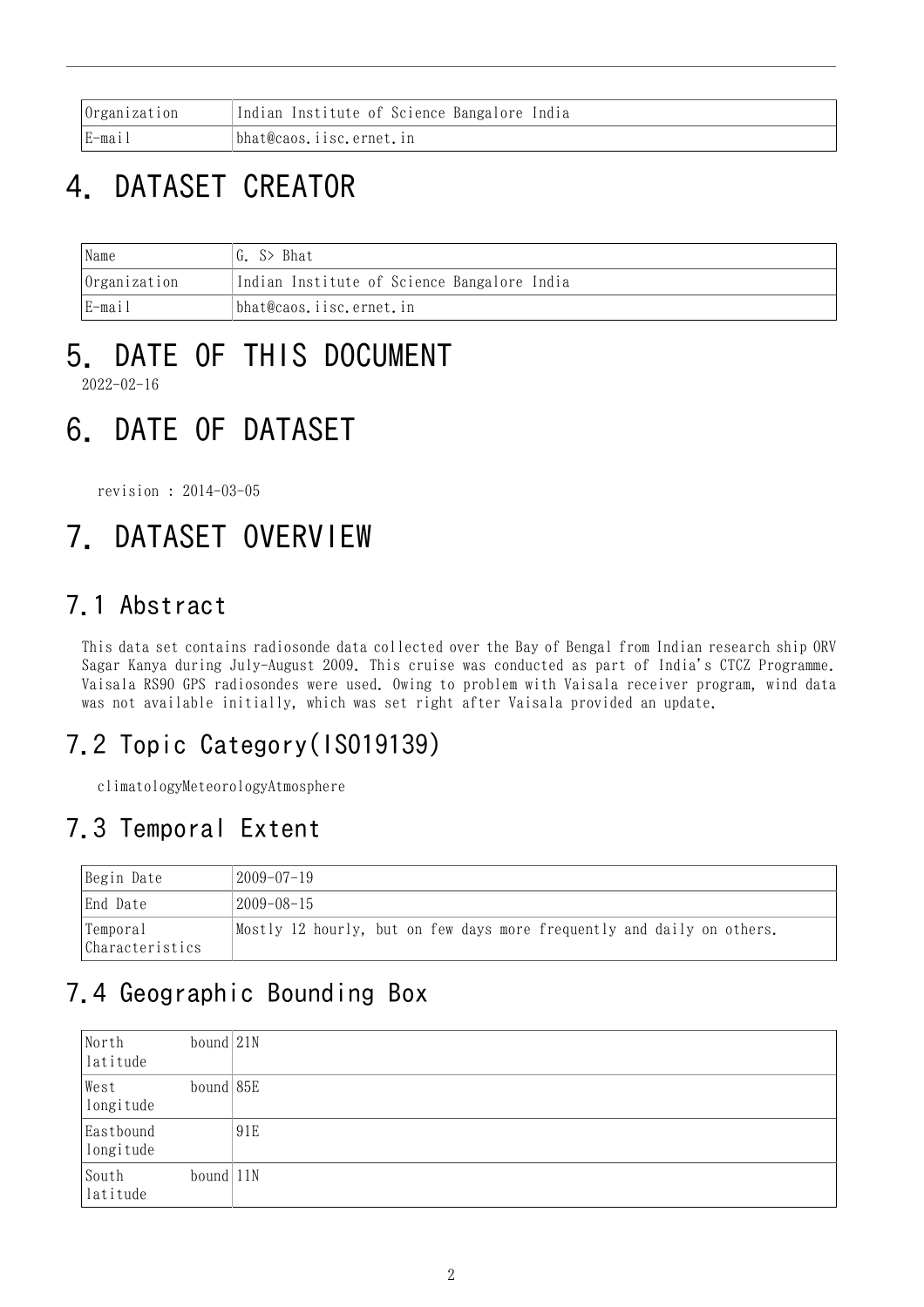| Organization | Indian Institute of Science Bangalore India |
| --- | --- |
| E-mail | bhat@caos.iisc.ernet.in |

# 4. DATASET CREATOR

| Name | G. S> Bhat |
| --- | --- |
| Organization | Indian Institute of Science Bangalore India |
| E-mail | bhat@caos.iisc.ernet.in |

# 5. DATE OF THIS DOCUMENT

2022-02-16

# 6. DATE OF DATASET

revision : 2014-03-05

# 7. DATASET OVERVIEW

## 7.1 Abstract

This data set contains radiosonde data collected over the Bay of Bengal from Indian research ship ORV Sagar Kanya during July-August 2009. This cruise was conducted as part of India's CTCZ Programme. Vaisala RS90 GPS radiosondes were used. Owing to problem with Vaisala receiver program, wind data was not available initially, which was set right after Vaisala provided an update.

## 7.2 Topic Category(ISO19139)

climatologyMeteorologyAtmosphere

## 7.3 Temporal Extent

| Begin Date | 2009-07-19 |
| --- | --- |
| End Date | 2009-08-15 |
| Temporal Characteristics | Mostly 12 hourly, but on few days more frequently and daily on others. |

## 7.4 Geographic Bounding Box

| North bound latitude | 21N |
| --- | --- |
| West bound longitude | 85E |
| Eastbound longitude | 91E |
| South bound latitude | 11N |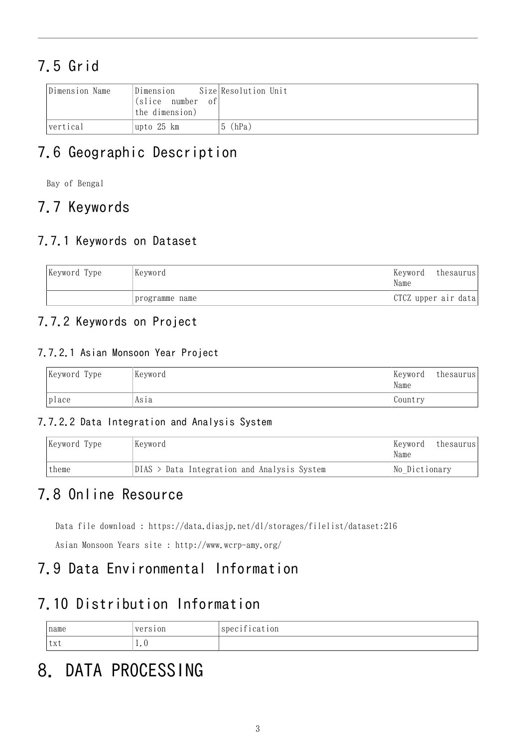## 7.5 Grid

| Dimension Name | Dimension Size (slice number of the dimension) | Resolution Unit |
| --- | --- | --- |
| vertical | upto 25 km | 5 (hPa) |

## 7.6 Geographic Description

Bay of Bengal

## 7.7 Keywords

### 7.7.1 Keywords on Dataset

| Keyword Type | Keyword | Keyword thesaurus Name |
| --- | --- | --- |
| | programme name | CTCZ upper air data |

### 7.7.2 Keywords on Project

#### 7.7.2.1 Asian Monsoon Year Project

| Keyword Type | Keyword | Keyword thesaurus Name |
| --- | --- | --- |
| place | Asia | Country |

#### 7.7.2.2 Data Integration and Analysis System

| Keyword Type | Keyword | Keyword thesaurus Name |
| --- | --- | --- |
| theme | DIAS > Data Integration and Analysis System | No_Dictionary |

## 7.8 Online Resource

Data file download : https://data.diasjp.net/dl/storages/filelist/dataset:216

Asian Monsoon Years site : http://www.wcrp-amy.org/

## 7.9 Data Environmental Information

## 7.10 Distribution Information

| name | version | specification |
| --- | --- | --- |
| txt | 1.0 | |

# 8. DATA PROCESSING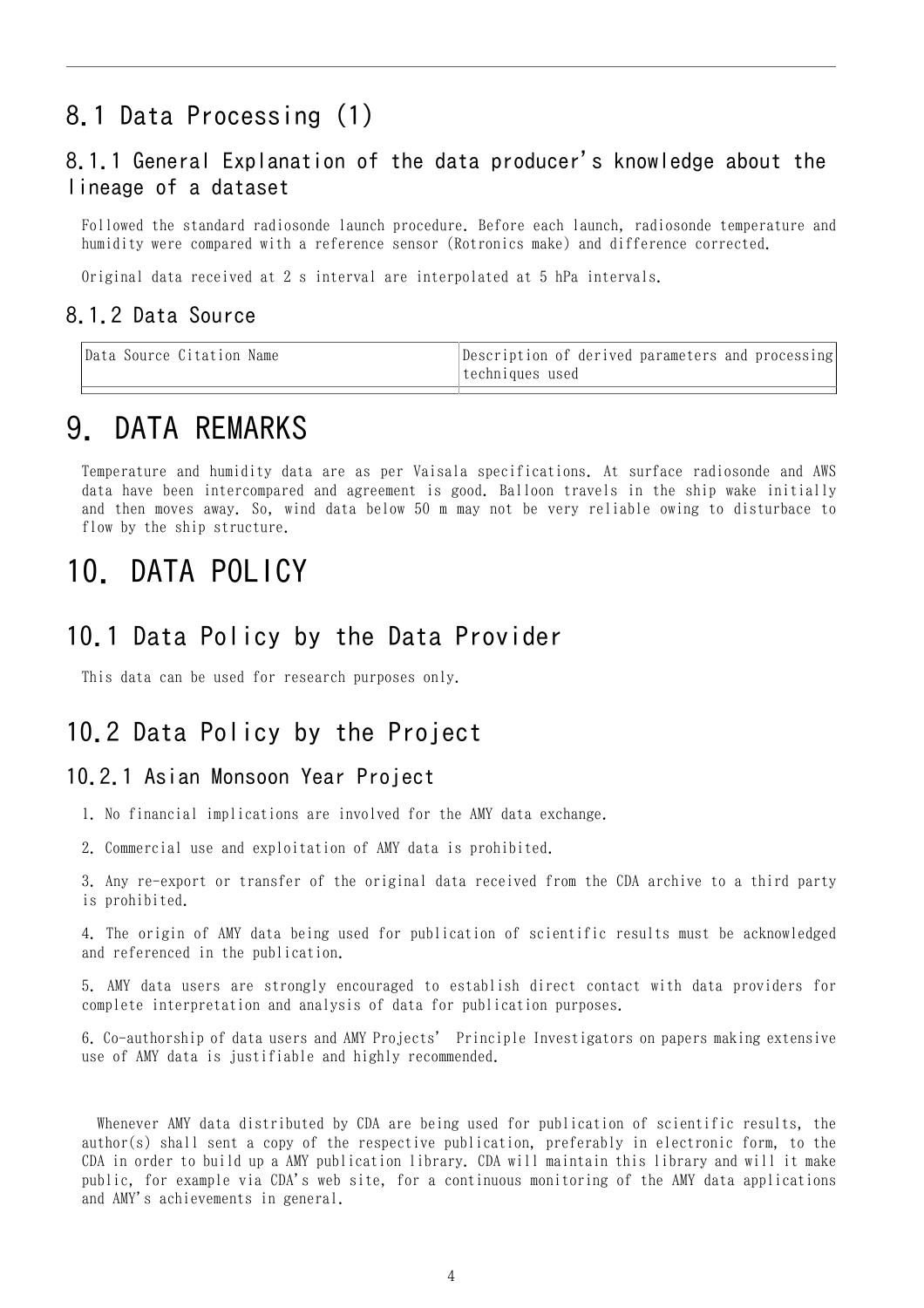## 8.1 Data Processing (1)

### 8.1.1 General Explanation of the data producer's knowledge about the lineage of a dataset

Followed the standard radiosonde launch procedure. Before each launch, radiosonde temperature and humidity were compared with a reference sensor (Rotronics make) and difference corrected.

Original data received at 2 s interval are interpolated at 5 hPa intervals.

### 8.1.2 Data Source

| Data Source Citation Name | Description of derived parameters and processing techniques used |
|---|---|
| | |

# 9. DATA REMARKS

Temperature and humidity data are as per Vaisala specifications. At surface radiosonde and AWS data have been intercompared and agreement is good. Balloon travels in the ship wake initially and then moves away. So, wind data below 50 m may not be very reliable owing to disturbace to flow by the ship structure.

# 10. DATA POLICY

## 10.1 Data Policy by the Data Provider

This data can be used for research purposes only.

## 10.2 Data Policy by the Project

### 10.2.1 Asian Monsoon Year Project

1. No financial implications are involved for the AMY data exchange.

2. Commercial use and exploitation of AMY data is prohibited.

3. Any re-export or transfer of the original data received from the CDA archive to a third party is prohibited.

4. The origin of AMY data being used for publication of scientific results must be acknowledged and referenced in the publication.

5. AMY data users are strongly encouraged to establish direct contact with data providers for complete interpretation and analysis of data for publication purposes.

6. Co-authorship of data users and AMY Projects' Principle Investigators on papers making extensive use of AMY data is justifiable and highly recommended.

Whenever AMY data distributed by CDA are being used for publication of scientific results, the author(s) shall sent a copy of the respective publication, preferably in electronic form, to the CDA in order to build up a AMY publication library. CDA will maintain this library and will it make public, for example via CDA's web site, for a continuous monitoring of the AMY data applications and AMY's achievements in general.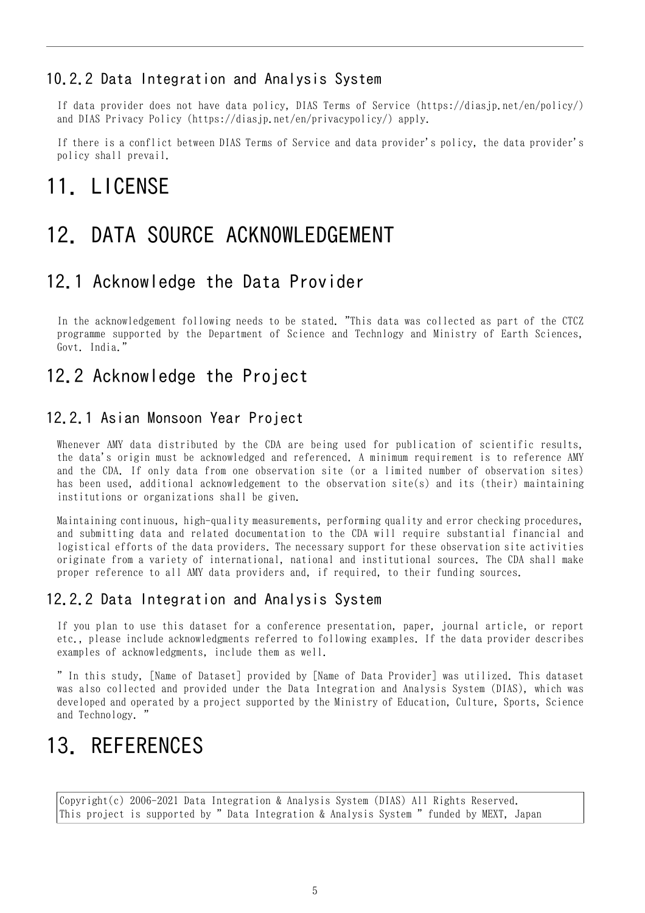#### 10.2.2 Data Integration and Analysis System

If data provider does not have data policy, DIAS Terms of Service (https://diasjp.net/en/policy/) and DIAS Privacy Policy (https://diasjp.net/en/privacypolicy/) apply.

If there is a conflict between DIAS Terms of Service and data provider's policy, the data provider's policy shall prevail.

# 11. LICENSE

# 12. DATA SOURCE ACKNOWLEDGEMENT

## 12.1 Acknowledge the Data Provider

In the acknowledgement following needs to be stated. "This data was collected as part of the CTCZ programme supported by the Department of Science and Technlogy and Ministry of Earth Sciences, Govt. India."

## 12.2 Acknowledge the Project

### 12.2.1 Asian Monsoon Year Project

Whenever AMY data distributed by the CDA are being used for publication of scientific results, the data's origin must be acknowledged and referenced. A minimum requirement is to reference AMY and the CDA. If only data from one observation site (or a limited number of observation sites) has been used, additional acknowledgement to the observation site(s) and its (their) maintaining institutions or organizations shall be given.

Maintaining continuous, high-quality measurements, performing quality and error checking procedures, and submitting data and related documentation to the CDA will require substantial financial and logistical efforts of the data providers. The necessary support for these observation site activities originate from a variety of international, national and institutional sources. The CDA shall make proper reference to all AMY data providers and, if required, to their funding sources.

### 12.2.2 Data Integration and Analysis System

If you plan to use this dataset for a conference presentation, paper, journal article, or report etc., please include acknowledgments referred to following examples. If the data provider describes examples of acknowledgments, include them as well.

" In this study, [Name of Dataset] provided by [Name of Data Provider] was utilized. This dataset was also collected and provided under the Data Integration and Analysis System (DIAS), which was developed and operated by a project supported by the Ministry of Education, Culture, Sports, Science and Technology. "

# 13. REFERENCES

Copyright(c) 2006-2021 Data Integration & Analysis System (DIAS) All Rights Reserved.
This project is supported by " Data Integration & Analysis System " funded by MEXT, Japan